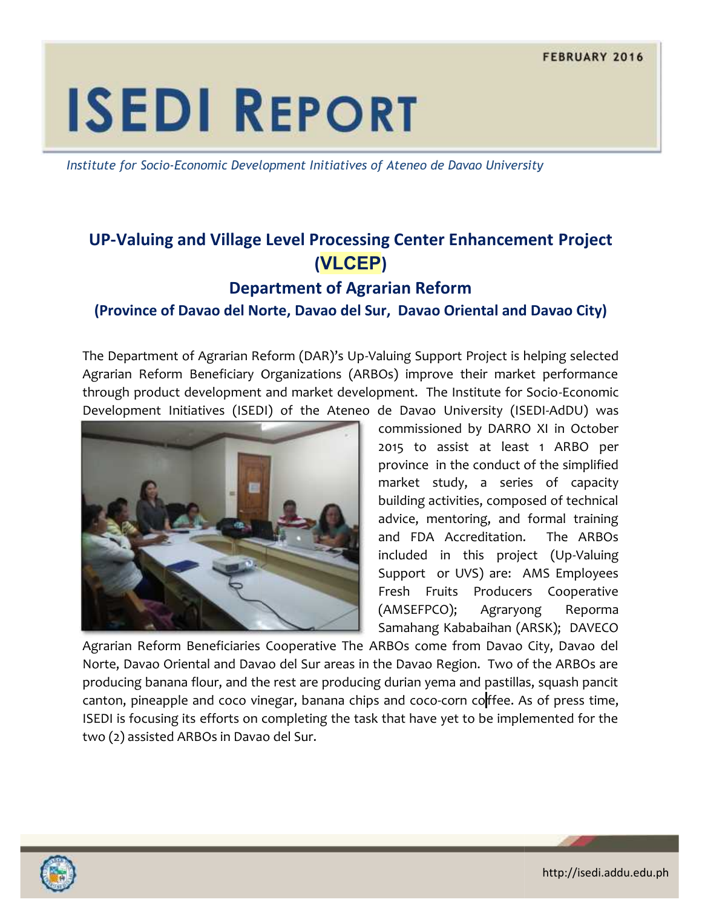FEBRUARY 2016

# ISEDI REPORT

*Institute for Socio-Economic Development Initiatives of Ateneo de Davao University*

## UP-Valuing and Village Level Processing Center Enhancement Project (VLCEP)

### Department of Agrarian Reform

### (Province of Davao del Norte, Davao del Sur, Davao Oriental and Davao City)

The Department of Agrarian Reform (DAR)'s Up-Valuing Support Project is helping selected Agrarian Reform Beneficiary Organizations (ARBOs) improve their market performance through product development and market development. The Institute for Socio-Economic Development Initiatives (ISEDI) of the Ateneo de Davao University (ISEDI-AdDU) was commissioned by DARRO XI in October 2015 to assist at least 1 ARBO per province in the conduct of the simplified market study, a series of capacity building activities, composed of technical advice, mentoring, and formal training and FDA Accreditation. The ARBOs included in this project (Up-Valuing Support or UVS) are: AMS Employees Fresh Fruits Producers Cooperative (AMSEFPCO); Agraryong Reporma Samahang Kababaihan (ARSK); DAVECO Agrarian Reform Beneficiaries Cooperative The ARBOs come from Davao City, Davao del Norte, Davao Oriental and Davao del Sur areas in the Davao Region. Two of the ARBOs are producing banana flour, and the rest are producing durian yema and pastillas, squash pancit canton, pineapple and coco vinegar, banana chips and coco-corn coffee. As of press time, ISEDI is focusing its efforts on completing the task that have yet to be implemented for the two (2) assisted ARBOs in Davao del Sur.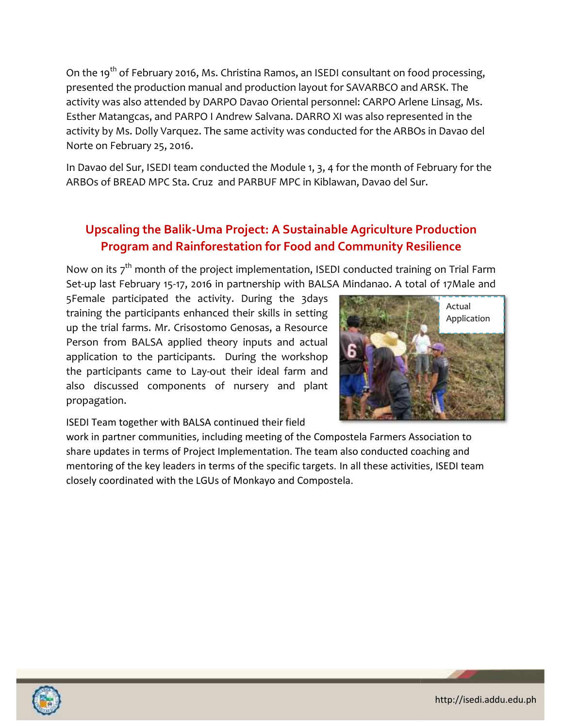On the 19th of February 2016, Ms. Christina Ramos, an ISEDI consultant on food processing, presented the production manual and production layout for SAVARBCO and ARSK. The activity was also attended by DARPO Davao Oriental personnel: CARPO Arlene Linsag, Ms. Esther Matangcas, and PARPO I Andrew Salvana. DARRO XI was also represented in the activity by Ms. Dolly Varquez. The same activity was conducted for the ARBOs in Davao del Norte on February 25, 2016.

In Davao del Sur, ISEDI team conducted the Module 1, 3, 4 for the month of February for the ARBOs of BREAD MPC Sta. Cruz and PARBUF MPC in Kiblawan, Davao del Sur.

## Upscaling the Balik-Uma Project: A Sustainable Agriculture Production Program and Rainforestation for Food and Community Resilience

Now on its 7th month of the project implementation, ISEDI conducted training on Trial Farm Set-up last February 15-17, 2016 in partnership with BALSA Mindanao. A total of 17Male and 5Female participated the activity. During the 3days training the participants enhanced their skills in setting up the trial farms. Mr. Crisostomo Genosas, a Resource Person from BALSA applied theory inputs and actual application to the participants. During the workshop the participants came to Lay-out their ideal farm and also discussed components of nursery and plant propagation.

Actual Application

ISEDI Team together with BALSA continued their field work in partner communities, including meeting of the Compostela Farmers Association to share updates in terms of Project Implementation. The team also conducted coaching and mentoring of the key leaders in terms of the specific targets. In all these activities, ISEDI team closely coordinated with the LGUs of Monkayo and Compostela.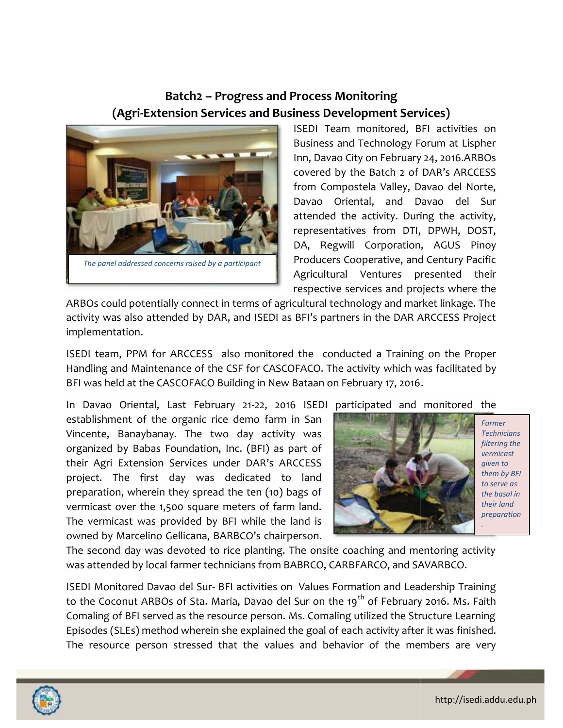## Batch2 – Progress and Process Monitoring (Agri-Extension Services and Business Development Services)

*The panel addressed concerns raised by a participant*

ISEDI Team monitored, BFI activities on Business and Technology Forum at Lispher Inn, Davao City on February 24, 2016.ARBOs covered by the Batch 2 of DAR's ARCCESS from Compostela Valley, Davao del Norte, Davao Oriental, and Davao del Sur attended the activity. During the activity, representatives from DTI, DPWH, DOST, DA, Regwill Corporation, AGUS Pinoy Producers Cooperative, and Century Pacific Agricultural Ventures presented their respective services and projects where the ARBOs could potentially connect in terms of agricultural technology and market linkage. The activity was also attended by DAR, and ISEDI as BFI's partners in the DAR ARCCESS Project implementation.

ISEDI team, PPM for ARCCESS also monitored the conducted a Training on the Proper Handling and Maintenance of the CSF for CASCOFACO. The activity which was facilitated by BFI was held at the CASCOFACO Building in New Bataan on February 17, 2016.

In Davao Oriental, Last February 21-22, 2016 ISEDI participated and monitored the establishment of the organic rice demo farm in San Vincente, Banaybanay. The two day activity was organized by Babas Foundation, Inc. (BFI) as part of their Agri Extension Services under DAR's ARCCESS project. The first day was dedicated to land preparation, wherein they spread the ten (10) bags of vermicast over the 1,500 square meters of farm land. The vermicast was provided by BFI while the land is owned by Marcelino Gellicana, BARBCO's chairperson. The second day was devoted to rice planting. The onsite coaching and mentoring activity was attended by local farmer technicians from BABRCO, CARBFARCO, and SAVARBCO.

*Farmer Technicians filtering the vermicast given to them by BFI to serve as the basal in their land preparation.*

ISEDI Monitored Davao del Sur- BFI activities on Values Formation and Leadership Training to the Coconut ARBOs of Sta. Maria, Davao del Sur on the 19th of February 2016. Ms. Faith Comaling of BFI served as the resource person. Ms. Comaling utilized the Structure Learning Episodes (SLEs) method wherein she explained the goal of each activity after it was finished. The resource person stressed that the values and behavior of the members are very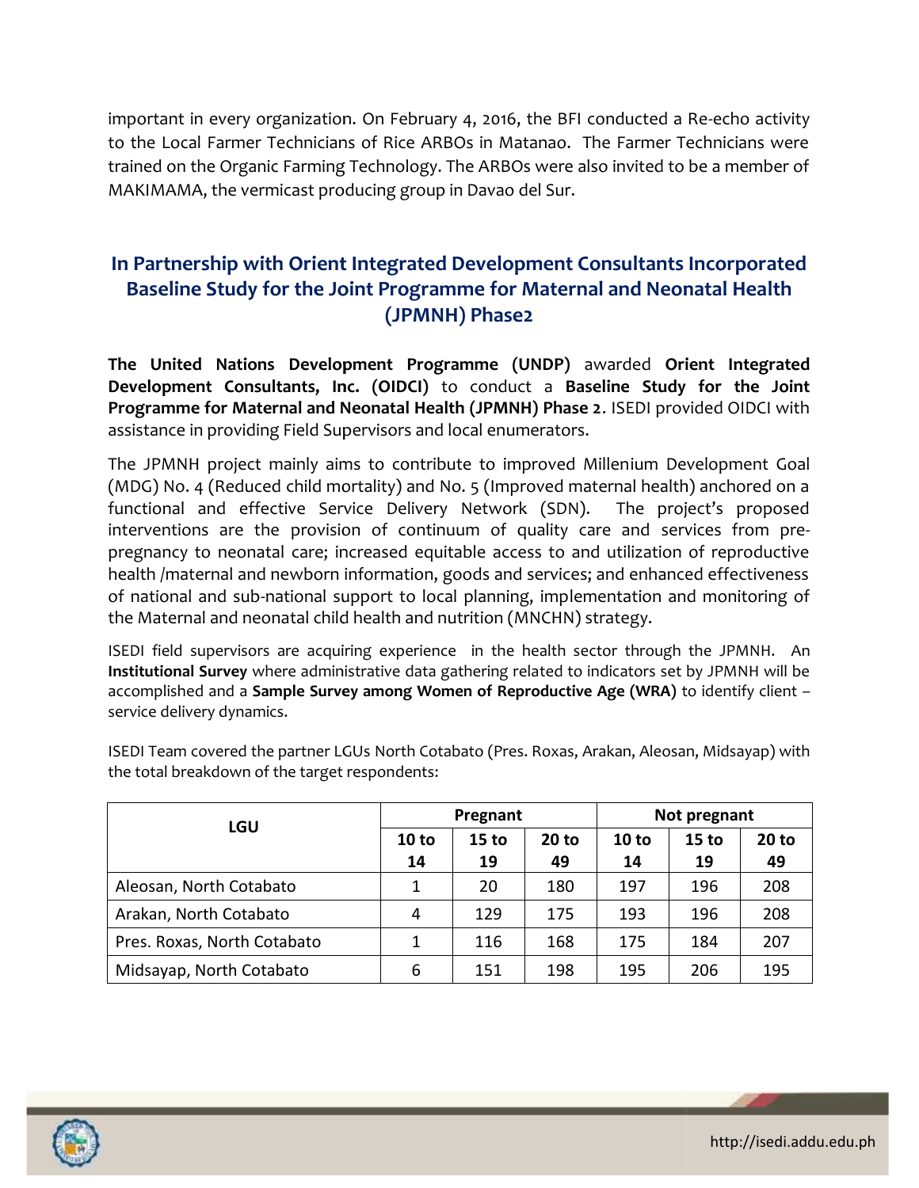important in every organization. On February 4, 2016, the BFI conducted a Re-echo activity to the Local Farmer Technicians of Rice ARBOs in Matanao. The Farmer Technicians were trained on the Organic Farming Technology. The ARBOs were also invited to be a member of MAKIMAMA, the vermicast producing group in Davao del Sur.

## In Partnership with Orient Integrated Development Consultants Incorporated Baseline Study for the Joint Programme for Maternal and Neonatal Health (JPMNH) Phase2

**The United Nations Development Programme (UNDP)** awarded **Orient Integrated Development Consultants, Inc. (OIDCI)** to conduct a **Baseline Study for the Joint Programme for Maternal and Neonatal Health (JPMNH) Phase 2**. ISEDI provided OIDCI with assistance in providing Field Supervisors and local enumerators.

The JPMNH project mainly aims to contribute to improved Millenium Development Goal (MDG) No. 4 (Reduced child mortality) and No. 5 (Improved maternal health) anchored on a functional and effective Service Delivery Network (SDN). The project's proposed interventions are the provision of continuum of quality care and services from pre-pregnancy to neonatal care; increased equitable access to and utilization of reproductive health /maternal and newborn information, goods and services; and enhanced effectiveness of national and sub-national support to local planning, implementation and monitoring of the Maternal and neonatal child health and nutrition (MNCHN) strategy.

ISEDI field supervisors are acquiring experience in the health sector through the JPMNH. An **Institutional Survey** where administrative data gathering related to indicators set by JPMNH will be accomplished and a **Sample Survey among Women of Reproductive Age (WRA)** to identify client – service delivery dynamics.

ISEDI Team covered the partner LGUs North Cotabato (Pres. Roxas, Arakan, Aleosan, Midsayap) with the total breakdown of the target respondents:

| LGU | Pregnant | | | Not pregnant | | |
|---|---|---|---|---|---|---|
| | 10 to 14 | 15 to 19 | 20 to 49 | 10 to 14 | 15 to 19 | 20 to 49 |
| Aleosan, North Cotabato | 1 | 20 | 180 | 197 | 196 | 208 |
| Arakan, North Cotabato | 4 | 129 | 175 | 193 | 196 | 208 |
| Pres. Roxas, North Cotabato | 1 | 116 | 168 | 175 | 184 | 207 |
| Midsayap, North Cotabato | 6 | 151 | 198 | 195 | 206 | 195 |